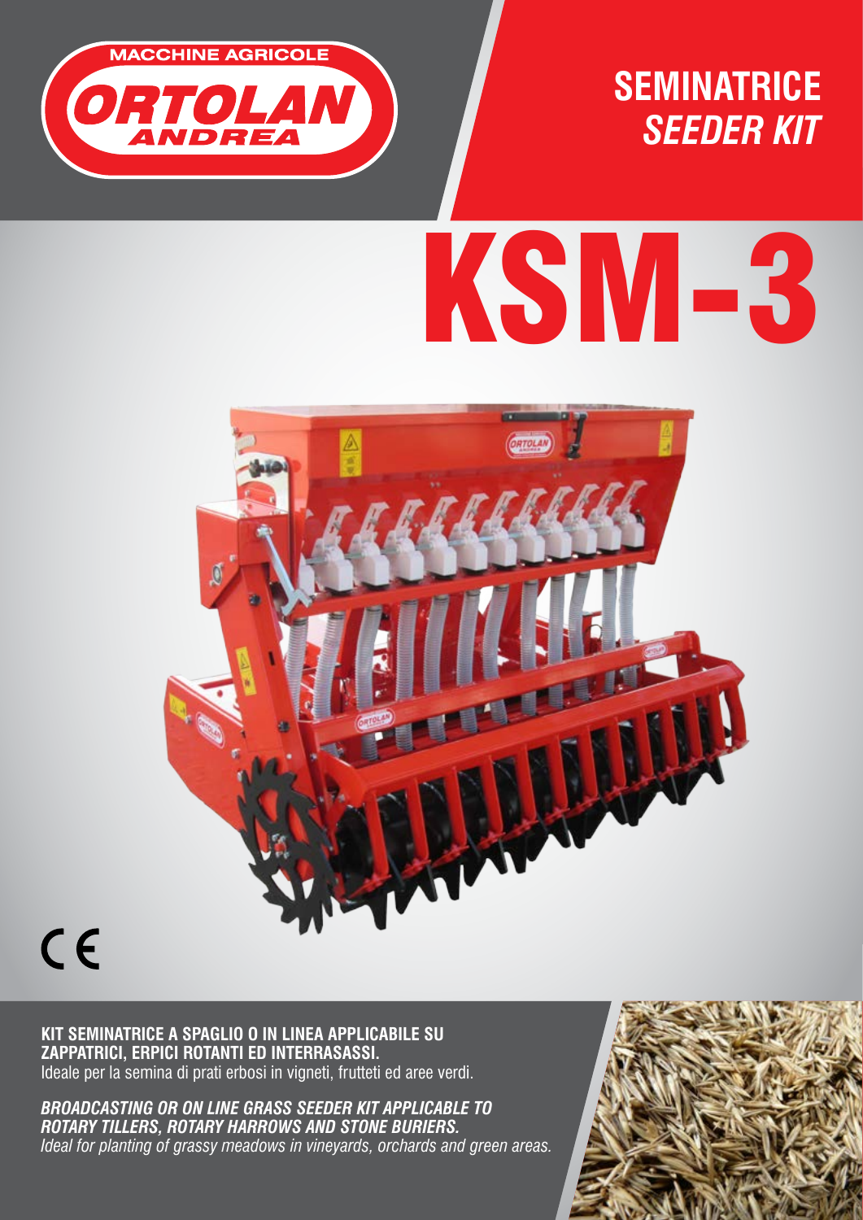MACCHINE AGRICOLE

ORTOLAN ANDREA

# SEMINATRICE

## *SEEDER KIT*

# KSM-3

CE

**KIT SEMINATRICE A SPAGLIO O IN LINEA APPLICABILE SU ZAPPATRICI, ERPICI ROTANTI ED INTERRASASSI.**
Ideale per la semina di prati erbosi in vigneti, frutteti ed aree verdi.

***BROADCASTING OR ON LINE GRASS SEEDER KIT APPLICABLE TO ROTARY TILLERS, ROTARY HARROWS AND STONE BURIERS.***
*Ideal for planting of grassy meadows in vineyards, orchards and green areas.*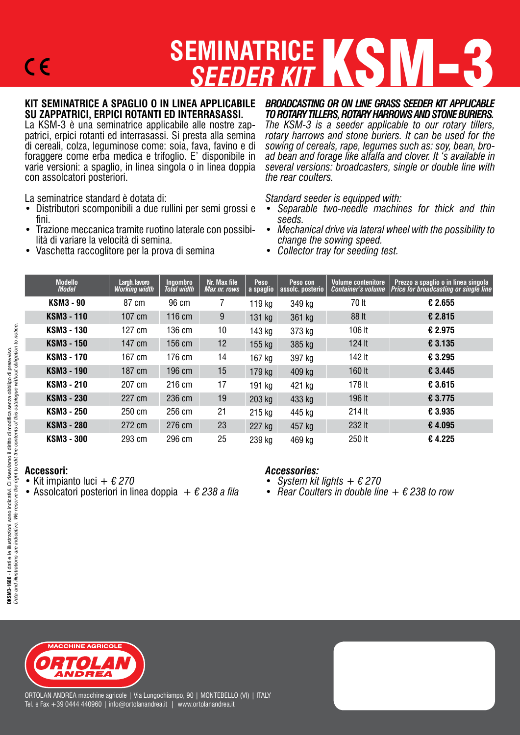# SEMINATRICE *SEEDER KIT* KSM-3

**KIT SEMINATRICE A SPAGLIO O IN LINEA APPLICABILE SU ZAPPATRICI, ERPICI ROTANTI ED INTERRASASSI.**
La KSM-3 è una seminatrice applicabile alle nostre zappatrici, erpici rotanti ed interrasassi. Si presta alla semina di cereali, colza, leguminose come: soia, fava, favino e di foraggere come erba medica e trifoglio. E' disponibile in varie versioni: a spaglio, in linea singola o in linea doppia con assolcatori posteriori.

La seminatrice standard è dotata di:

- Distributori scomponibili a due rullini per semi grossi e fini.
- Trazione meccanica tramite ruotino laterale con possibilità di variare la velocità di semina.
- Vaschetta raccoglitore per la prova di semina

***BROADCASTING OR ON LINE GRASS SEEDER KIT APPLICABLE TO ROTARY TILLERS, ROTARY HARROWS AND STONE BURIERS.***
*The KSM-3 is a seeder applicable to our rotary tillers, rotary harrows and stone buriers. It can be used for the sowing of cereals, rape, legumes such as: soy, bean, broad bean and forage like alfalfa and clover. It 's available in several versions: broadcasters, single or double line with the rear coulters.*

*Standard seeder is equipped with:*

- *Separable two-needle machines for thick and thin seeds.*
- *Mechanical drive via lateral wheel with the possibility to change the sowing speed.*
- *Collector tray for seeding test.*

| Modello *Model* | Largh. lavoro *Working width* | Ingombro *Total width* | Nr. Max file *Max nr. rows* | Peso a spaglio | Peso con assolc. posterio | Volume contenitore *Container's volume* | Prezzo a spaglio o in linea singola *Price for broadcasting or single line* |
|---|---|---|---|---|---|---|---|
| **KSM3 - 90** | 87 cm | 96 cm | 7 | 119 kg | 349 kg | 70 lt | **€ 2.655** |
| **KSM3 - 110** | 107 cm | 116 cm | 9 | 131 kg | 361 kg | 88 lt | **€ 2.815** |
| **KSM3 - 130** | 127 cm | 136 cm | 10 | 143 kg | 373 kg | 106 lt | **€ 2.975** |
| **KSM3 - 150** | 147 cm | 156 cm | 12 | 155 kg | 385 kg | 124 lt | **€ 3.135** |
| **KSM3 - 170** | 167 cm | 176 cm | 14 | 167 kg | 397 kg | 142 lt | **€ 3.295** |
| **KSM3 - 190** | 187 cm | 196 cm | 15 | 179 kg | 409 kg | 160 lt | **€ 3.445** |
| **KSM3 - 210** | 207 cm | 216 cm | 17 | 191 kg | 421 kg | 178 lt | **€ 3.615** |
| **KSM3 - 230** | 227 cm | 236 cm | 19 | 203 kg | 433 kg | 196 lt | **€ 3.775** |
| **KSM3 - 250** | 250 cm | 256 cm | 21 | 215 kg | 445 kg | 214 lt | **€ 3.935** |
| **KSM3 - 280** | 272 cm | 276 cm | 23 | 227 kg | 457 kg | 232 lt | **€ 4.095** |
| **KSM3 - 300** | 293 cm | 296 cm | 25 | 239 kg | 469 kg | 250 lt | **€ 4.225** |

**Accessori:**

- Kit impianto luci *+ € 270*
- Assolcatori posteriori in linea doppia *+ € 238 a fila*

***Accessories:***

- *System kit lights + € 270*
- *Rear Coulters in double line + € 238 to row*

**DKSM3-1600** - I dati e le illustrazioni sono indicativi. Ci riserviamo il diritto di modifica senza obbligo di preavviso.
*Data and illustrations are indicative. We reserve the right to edit the contents of this catalogue without obligation to notice.*

MACCHINE AGRICOLE ORTOLAN ANDREA

ORTOLAN ANDREA macchine agricole | Via Lungochiampo, 90 | MONTEBELLO (VI) | ITALY
Tel. e Fax +39 0444 440960 | info@ortolanandrea.it | www.ortolanandrea.it